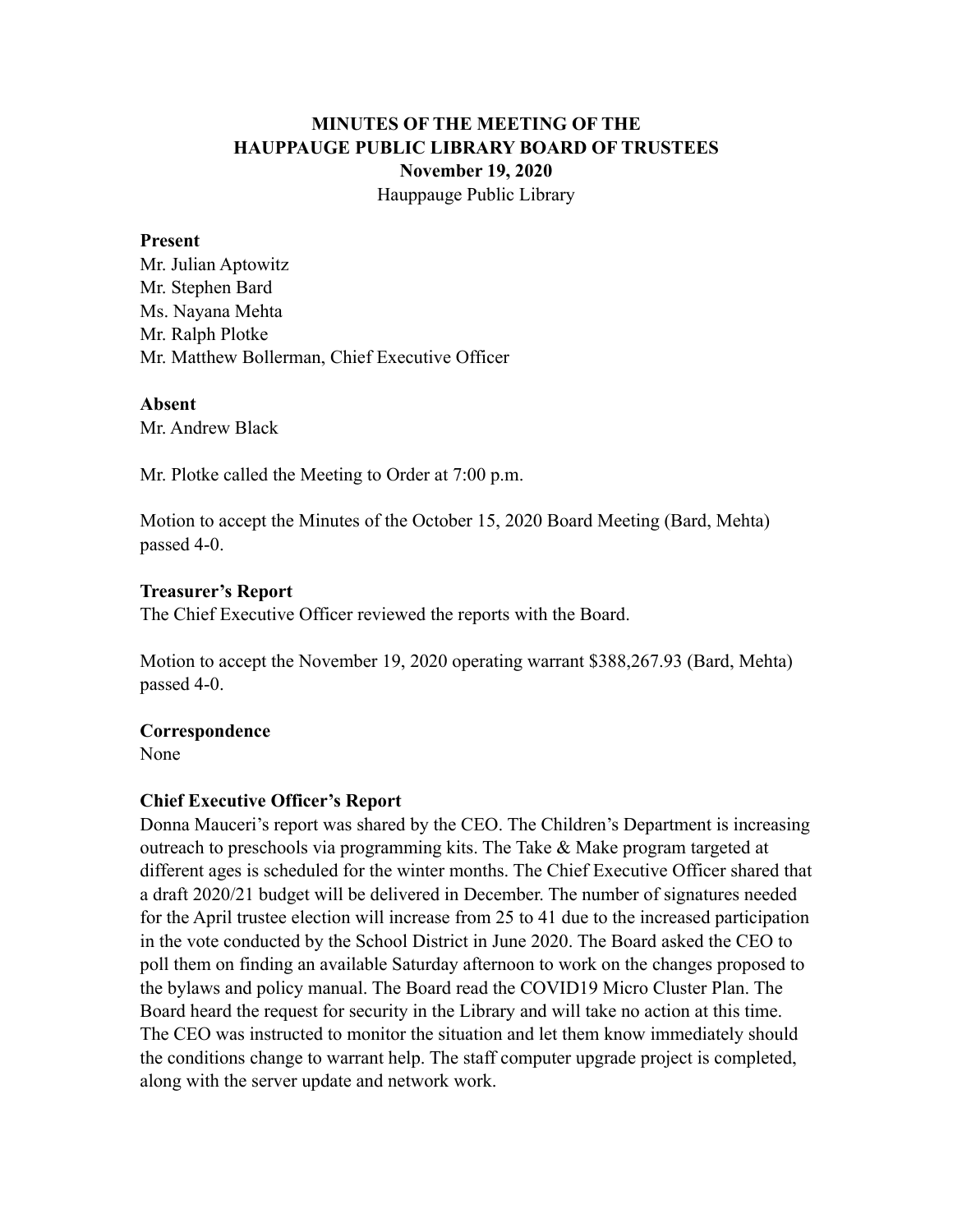# MINUTES OF THE MEETING OF THE HAUPPAUGE PUBLIC LIBRARY BOARD OF TRUSTEES

**November 19, 2020**

Hauppauge Public Library

**Present**

Mr. Julian Aptowitz
Mr. Stephen Bard
Ms. Nayana Mehta
Mr. Ralph Plotke
Mr. Matthew Bollerman, Chief Executive Officer

**Absent**

Mr. Andrew Black

Mr. Plotke called the Meeting to Order at 7:00 p.m.

Motion to accept the Minutes of the October 15, 2020 Board Meeting (Bard, Mehta) passed 4-0.

**Treasurer's Report**

The Chief Executive Officer reviewed the reports with the Board.

Motion to accept the November 19, 2020 operating warrant $388,267.93 (Bard, Mehta) passed 4-0.

**Correspondence**

None

**Chief Executive Officer's Report**

Donna Mauceri's report was shared by the CEO. The Children's Department is increasing outreach to preschools via programming kits. The Take & Make program targeted at different ages is scheduled for the winter months. The Chief Executive Officer shared that a draft 2020/21 budget will be delivered in December. The number of signatures needed for the April trustee election will increase from 25 to 41 due to the increased participation in the vote conducted by the School District in June 2020. The Board asked the CEO to poll them on finding an available Saturday afternoon to work on the changes proposed to the bylaws and policy manual. The Board read the COVID19 Micro Cluster Plan. The Board heard the request for security in the Library and will take no action at this time. The CEO was instructed to monitor the situation and let them know immediately should the conditions change to warrant help. The staff computer upgrade project is completed, along with the server update and network work.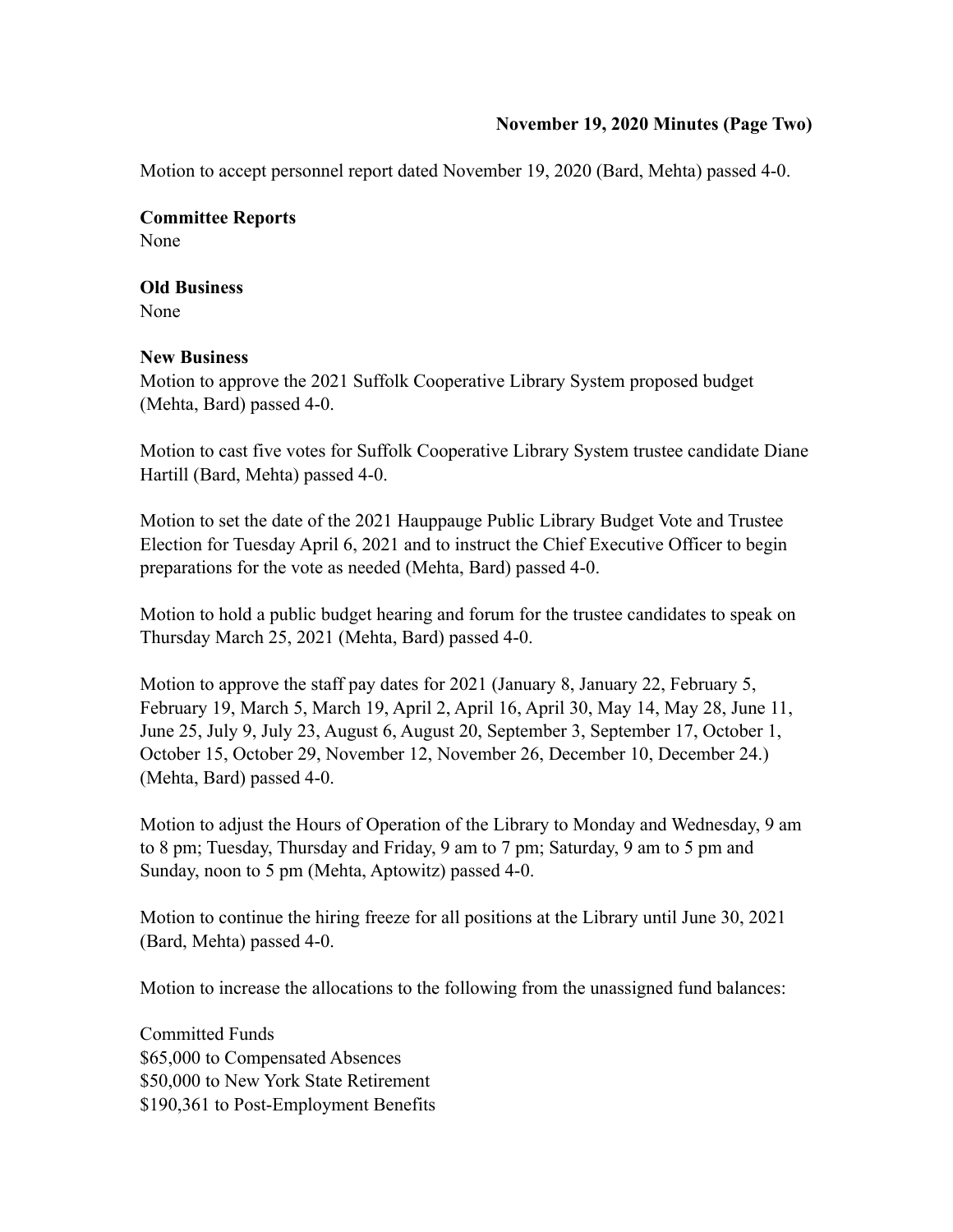**November 19, 2020 Minutes (Page Two)**

Motion to accept personnel report dated November 19, 2020 (Bard, Mehta) passed 4-0.

**Committee Reports**
None

**Old Business**
None

**New Business**
Motion to approve the 2021 Suffolk Cooperative Library System proposed budget (Mehta, Bard) passed 4-0.

Motion to cast five votes for Suffolk Cooperative Library System trustee candidate Diane Hartill (Bard, Mehta) passed 4-0.

Motion to set the date of the 2021 Hauppauge Public Library Budget Vote and Trustee Election for Tuesday April 6, 2021 and to instruct the Chief Executive Officer to begin preparations for the vote as needed (Mehta, Bard) passed 4-0.

Motion to hold a public budget hearing and forum for the trustee candidates to speak on Thursday March 25, 2021 (Mehta, Bard) passed 4-0.

Motion to approve the staff pay dates for 2021 (January 8, January 22, February 5, February 19, March 5, March 19, April 2, April 16, April 30, May 14, May 28, June 11, June 25, July 9, July 23, August 6, August 20, September 3, September 17, October 1, October 15, October 29, November 12, November 26, December 10, December 24.) (Mehta, Bard) passed 4-0.

Motion to adjust the Hours of Operation of the Library to Monday and Wednesday, 9 am to 8 pm; Tuesday, Thursday and Friday, 9 am to 7 pm; Saturday, 9 am to 5 pm and Sunday, noon to 5 pm (Mehta, Aptowitz) passed 4-0.

Motion to continue the hiring freeze for all positions at the Library until June 30, 2021 (Bard, Mehta) passed 4-0.

Motion to increase the allocations to the following from the unassigned fund balances:

Committed Funds
$65,000 to Compensated Absences
$50,000 to New York State Retirement
$190,361 to Post-Employment Benefits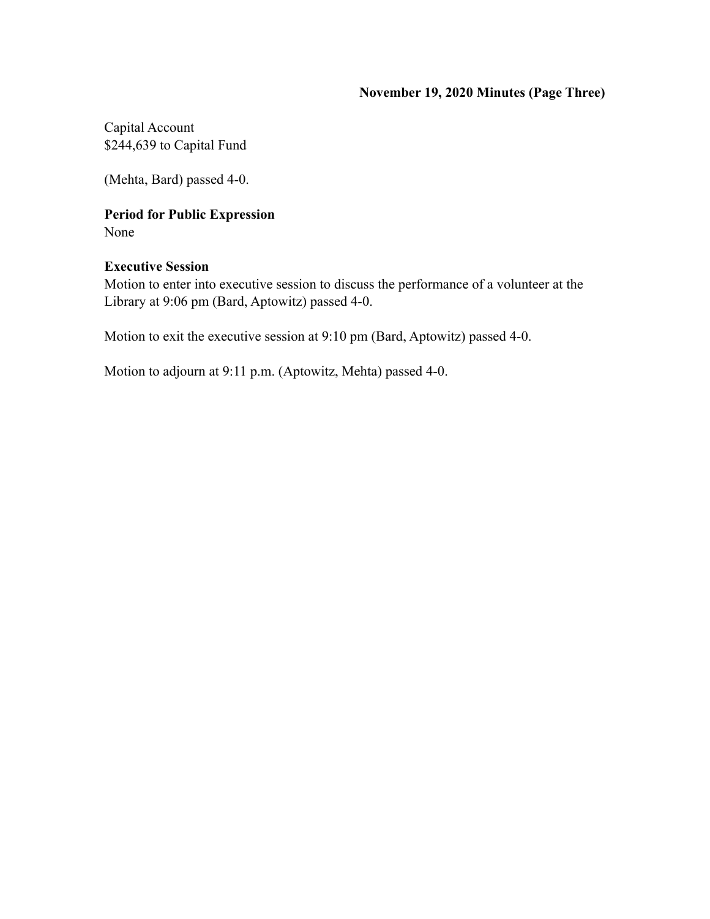Capital Account
$244,639 to Capital Fund

(Mehta, Bard) passed 4-0.

**Period for Public Expression**
None

**Executive Session**
Motion to enter into executive session to discuss the performance of a volunteer at the Library at 9:06 pm (Bard, Aptowitz) passed 4-0.

Motion to exit the executive session at 9:10 pm (Bard, Aptowitz) passed 4-0.

Motion to adjourn at 9:11 p.m. (Aptowitz, Mehta) passed 4-0.